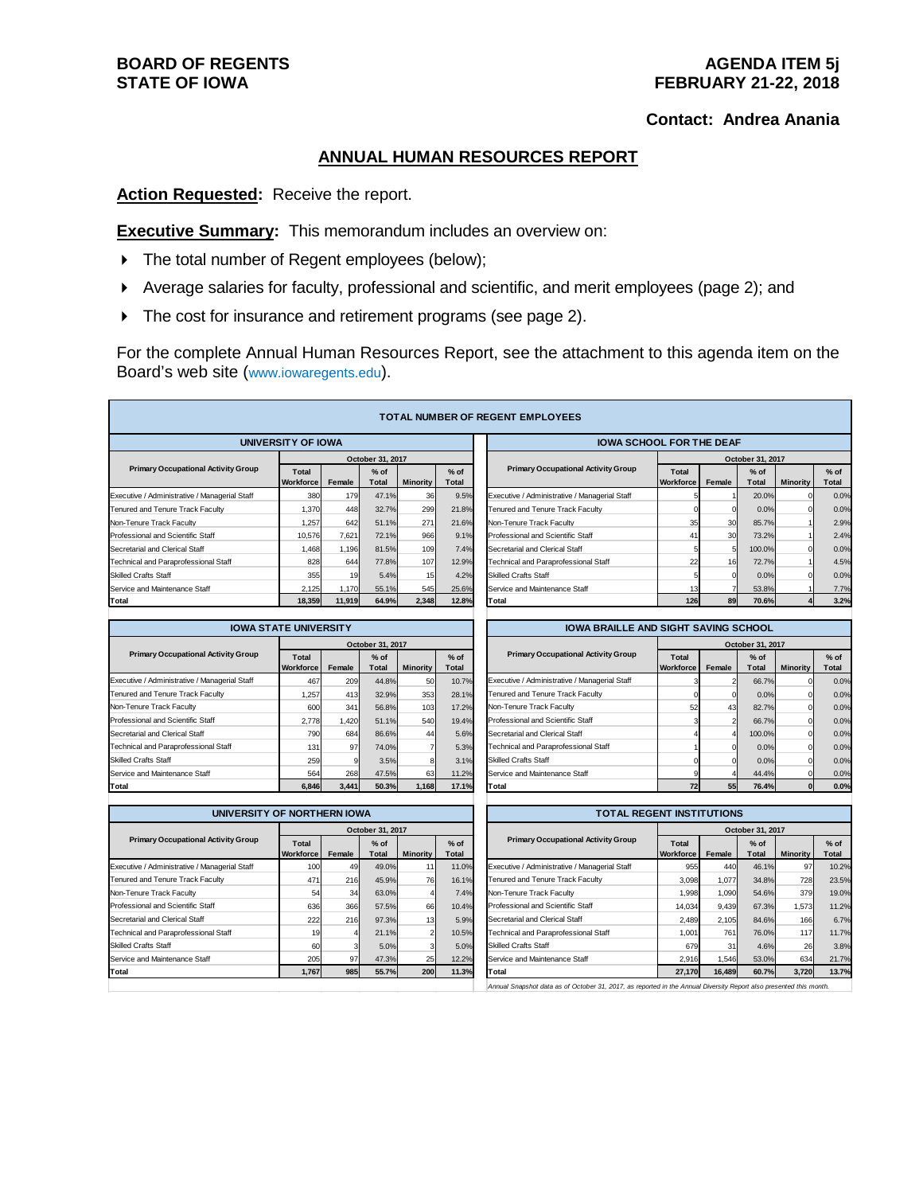**BOARD OF REGENTS**
**STATE OF IOWA**

**AGENDA ITEM 5j**
**FEBRUARY 21-22, 2018**

**Contact: Andrea Anania**

## ANNUAL HUMAN RESOURCES REPORT

**Action Requested:** Receive the report.

**Executive Summary:** This memorandum includes an overview on:

- The total number of Regent employees (below);
- Average salaries for faculty, professional and scientific, and merit employees (page 2); and
- The cost for insurance and retirement programs (see page 2).

For the complete Annual Human Resources Report, see the attachment to this agenda item on the Board's web site (www.iowaregents.edu).

### TOTAL NUMBER OF REGENT EMPLOYEES

**UNIVERSITY OF IOWA**

| Primary Occupational Activity Group | October 31, 2017 | | | | |
|---|---|---|---|---|---|
| | Total Workforce | Female | % of Total | Minority | % of Total |
| Executive / Administrative / Managerial Staff | 380 | 179 | 47.1% | 36 | 9.5% |
| Tenured and Tenure Track Faculty | 1,370 | 448 | 32.7% | 299 | 21.8% |
| Non-Tenure Track Faculty | 1,257 | 642 | 51.1% | 271 | 21.6% |
| Professional and Scientific Staff | 10,576 | 7,621 | 72.1% | 966 | 9.1% |
| Secretarial and Clerical Staff | 1,468 | 1,196 | 81.5% | 109 | 7.4% |
| Technical and Paraprofessional Staff | 828 | 644 | 77.8% | 107 | 12.9% |
| Skilled Crafts Staff | 355 | 19 | 5.4% | 15 | 4.2% |
| Service and Maintenance Staff | 2,125 | 1,170 | 55.1% | 545 | 25.6% |
| Total | 18,359 | 11,919 | 64.9% | 2,348 | 12.8% |

**IOWA SCHOOL FOR THE DEAF**

| Primary Occupational Activity Group | October 31, 2017 | | | | |
|---|---|---|---|---|---|
| | Total Workforce | Female | % of Total | Minority | % of Total |
| Executive / Administrative / Managerial Staff | 5 | 1 | 20.0% | 0 | 0.0% |
| Tenured and Tenure Track Faculty | 0 | 0 | 0.0% | 0 | 0.0% |
| Non-Tenure Track Faculty | 35 | 30 | 85.7% | 1 | 2.9% |
| Professional and Scientific Staff | 41 | 30 | 73.2% | 1 | 2.4% |
| Secretarial and Clerical Staff | 5 | 5 | 100.0% | 0 | 0.0% |
| Technical and Paraprofessional Staff | 22 | 16 | 72.7% | 1 | 4.5% |
| Skilled Crafts Staff | 5 | 0 | 0.0% | 0 | 0.0% |
| Service and Maintenance Staff | 13 | 7 | 53.8% | 1 | 7.7% |
| Total | 126 | 89 | 70.6% | 4 | 3.2% |

**IOWA STATE UNIVERSITY**

| Primary Occupational Activity Group | October 31, 2017 | | | | |
|---|---|---|---|---|---|
| | Total Workforce | Female | % of Total | Minority | % of Total |
| Executive / Administrative / Managerial Staff | 467 | 209 | 44.8% | 50 | 10.7% |
| Tenured and Tenure Track Faculty | 1,257 | 413 | 32.9% | 353 | 28.1% |
| Non-Tenure Track Faculty | 600 | 341 | 56.8% | 103 | 17.2% |
| Professional and Scientific Staff | 2,778 | 1,420 | 51.1% | 540 | 19.4% |
| Secretarial and Clerical Staff | 790 | 684 | 86.6% | 44 | 5.6% |
| Technical and Paraprofessional Staff | 131 | 97 | 74.0% | 7 | 5.3% |
| Skilled Crafts Staff | 259 | 9 | 3.5% | 8 | 3.1% |
| Service and Maintenance Staff | 564 | 268 | 47.5% | 63 | 11.2% |
| Total | 6,846 | 3,441 | 50.3% | 1,168 | 17.1% |

**IOWA BRAILLE AND SIGHT SAVING SCHOOL**

| Primary Occupational Activity Group | October 31, 2017 | | | | |
|---|---|---|---|---|---|
| | Total Workforce | Female | % of Total | Minority | % of Total |
| Executive / Administrative / Managerial Staff | 3 | 2 | 66.7% | 0 | 0.0% |
| Tenured and Tenure Track Faculty | 0 | 0 | 0.0% | 0 | 0.0% |
| Non-Tenure Track Faculty | 52 | 43 | 82.7% | 0 | 0.0% |
| Professional and Scientific Staff | 3 | 2 | 66.7% | 0 | 0.0% |
| Secretarial and Clerical Staff | 4 | 4 | 100.0% | 0 | 0.0% |
| Technical and Paraprofessional Staff | 1 | 0 | 0.0% | 0 | 0.0% |
| Skilled Crafts Staff | 0 | 0 | 0.0% | 0 | 0.0% |
| Service and Maintenance Staff | 9 | 4 | 44.4% | 0 | 0.0% |
| Total | 72 | 55 | 76.4% | 0 | 0.0% |

**UNIVERSITY OF NORTHERN IOWA**

| Primary Occupational Activity Group | October 31, 2017 | | | | |
|---|---|---|---|---|---|
| | Total Workforce | Female | % of Total | Minority | % of Total |
| Executive / Administrative / Managerial Staff | 100 | 49 | 49.0% | 11 | 11.0% |
| Tenured and Tenure Track Faculty | 471 | 216 | 45.9% | 76 | 16.1% |
| Non-Tenure Track Faculty | 54 | 34 | 63.0% | 4 | 7.4% |
| Professional and Scientific Staff | 636 | 366 | 57.5% | 66 | 10.4% |
| Secretarial and Clerical Staff | 222 | 216 | 97.3% | 13 | 5.9% |
| Technical and Paraprofessional Staff | 19 | 4 | 21.1% | 2 | 10.5% |
| Skilled Crafts Staff | 60 | 3 | 5.0% | 3 | 5.0% |
| Service and Maintenance Staff | 205 | 97 | 47.3% | 25 | 12.2% |
| Total | 1,767 | 985 | 55.7% | 200 | 11.3% |

**TOTAL REGENT INSTITUTIONS**

| Primary Occupational Activity Group | October 31, 2017 | | | | |
|---|---|---|---|---|---|
| | Total Workforce | Female | % of Total | Minority | % of Total |
| Executive / Administrative / Managerial Staff | 955 | 440 | 46.1% | 97 | 10.2% |
| Tenured and Tenure Track Faculty | 3,098 | 1,077 | 34.8% | 728 | 23.5% |
| Non-Tenure Track Faculty | 1,998 | 1,090 | 54.6% | 379 | 19.0% |
| Professional and Scientific Staff | 14,034 | 9,439 | 67.3% | 1,573 | 11.2% |
| Secretarial and Clerical Staff | 2,489 | 2,105 | 84.6% | 166 | 6.7% |
| Technical and Paraprofessional Staff | 1,001 | 761 | 76.0% | 117 | 11.7% |
| Skilled Crafts Staff | 679 | 31 | 4.6% | 26 | 3.8% |
| Service and Maintenance Staff | 2,916 | 1,546 | 53.0% | 634 | 21.7% |
| Total | 27,170 | 16,489 | 60.7% | 3,720 | 13.7% |

*Annual Snapshot data as of October 31, 2017, as reported in the Annual Diversity Report also presented this month.*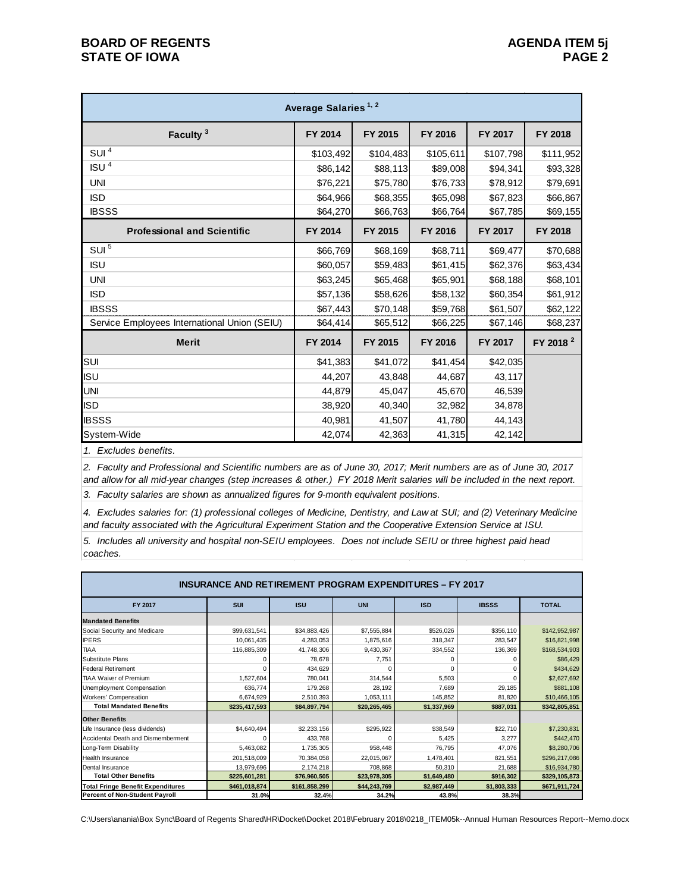| Average Salaries [1, 2] | | | | | |
|---|---|---|---|---|---|
| **Faculty [3]** | **FY 2014** | **FY 2015** | **FY 2016** | **FY 2017** | **FY 2018** |
| SUI [4] | $103,492 | $104,483 | $105,611 | $107,798 | $111,952 |
| ISU [4] | $86,142 | $88,113 | $89,008 | $94,341 | $93,328 |
| UNI | $76,221 | $75,780 | $76,733 | $78,912 | $79,691 |
| ISD | $64,966 | $68,355 | $65,098 | $67,823 | $66,867 |
| IBSSS | $64,270 | $66,763 | $66,764 | $67,785 | $69,155 |
| **Professional and Scientific** | **FY 2014** | **FY 2015** | **FY 2016** | **FY 2017** | **FY 2018** |
| SUI [5] | $66,769 | $68,169 | $68,711 | $69,477 | $70,688 |
| ISU | $60,057 | $59,483 | $61,415 | $62,376 | $63,434 |
| UNI | $63,245 | $65,468 | $65,901 | $68,188 | $68,101 |
| ISD | $57,136 | $58,626 | $58,132 | $60,354 | $61,912 |
| IBSSS | $67,443 | $70,148 | $59,768 | $61,507 | $62,122 |
| Service Employees International Union (SEIU) | $64,414 | $65,512 | $66,225 | $67,146 | $68,237 |
| **Merit** | **FY 2014** | **FY 2015** | **FY 2016** | **FY 2017** | **FY 2018 [2]** |
| SUI | $41,383 | $41,072 | $41,454 | $42,035 | |
| ISU | 44,207 | 43,848 | 44,687 | 43,117 | |
| UNI | 44,879 | 45,047 | 45,670 | 46,539 | |
| ISD | 38,920 | 40,340 | 32,982 | 34,878 | |
| IBSSS | 40,981 | 41,507 | 41,780 | 44,143 | |
| System-Wide | 42,074 | 42,363 | 41,315 | 42,142 | |

*1. Excludes benefits.*

*2. Faculty and Professional and Scientific numbers are as of June 30, 2017; Merit numbers are as of June 30, 2017 and allow for all mid-year changes (step increases & other.) FY 2018 Merit salaries will be included in the next report.*

*3. Faculty salaries are shown as annualized figures for 9-month equivalent positions.*

*4. Excludes salaries for: (1) professional colleges of Medicine, Dentistry, and Law at SUI; and (2) Veterinary Medicine and faculty associated with the Agricultural Experiment Station and the Cooperative Extension Service at ISU.*

*5. Includes all university and hospital non-SEIU employees. Does not include SEIU or three highest paid head coaches.*

| INSURANCE AND RETIREMENT PROGRAM EXPENDITURES – FY 2017 | | | | | | |
|---|---|---|---|---|---|---|
| **FY 2017** | **SUI** | **ISU** | **UNI** | **ISD** | **IBSSS** | **TOTAL** |
| **Mandated Benefits** | | | | | | |
| Social Security and Medicare | $99,631,541 | $34,883,426 | $7,555,884 | $526,026 | $356,110 | $142,952,987 |
| IPERS | 10,061,435 | 4,283,053 | 1,875,616 | 318,347 | 283,547 | $16,821,998 |
| TIAA | 116,885,309 | 41,748,306 | 9,430,367 | 334,552 | 136,369 | $168,534,903 |
| Substitute Plans | 0 | 78,678 | 7,751 | 0 | 0 | $86,429 |
| Federal Retirement | 0 | 434,629 | 0 | 0 | 0 | $434,629 |
| TIAA Waiver of Premium | 1,527,604 | 780,041 | 314,544 | 5,503 | 0 | $2,627,692 |
| Unemployment Compensation | 636,774 | 179,268 | 28,192 | 7,689 | 29,185 | $881,108 |
| Workers' Compensation | 6,674,929 | 2,510,393 | 1,053,111 | 145,852 | 81,820 | $10,466,105 |
| **Total Mandated Benefits** | **$235,417,593** | **$84,897,794** | **$20,265,465** | **$1,337,969** | **$887,031** | **$342,805,851** |
| **Other Benefits** | | | | | | |
| Life Insurance (less dividends) | $4,640,494 | $2,233,156 | $295,922 | $38,549 | $22,710 | $7,230,831 |
| Accidental Death and Dismemberment | 0 | 433,768 | 0 | 5,425 | 3,277 | $442,470 |
| Long-Term Disability | 5,463,082 | 1,735,305 | 958,448 | 76,795 | 47,076 | $8,280,706 |
| Health Insurance | 201,518,009 | 70,384,058 | 22,015,067 | 1,478,401 | 821,551 | $296,217,086 |
| Dental Insurance | 13,979,696 | 2,174,218 | 708,868 | 50,310 | 21,688 | $16,934,780 |
| **Total Other Benefits** | **$225,601,281** | **$76,960,505** | **$23,978,305** | **$1,649,480** | **$916,302** | **$329,105,873** |
| **Total Fringe Benefit Expenditures** | **$461,018,874** | **$161,858,299** | **$44,243,769** | **$2,987,449** | **$1,803,333** | **$671,911,724** |
| **Percent of Non-Student Payroll** | **31.0%** | **32.4%** | **34.2%** | **43.8%** | **38.3%** | |

C:\Users\anania\Box Sync\Board of Regents Shared\HR\Docket\Docket 2018\February 2018\0218_ITEM05k--Annual Human Resources Report--Memo.docx